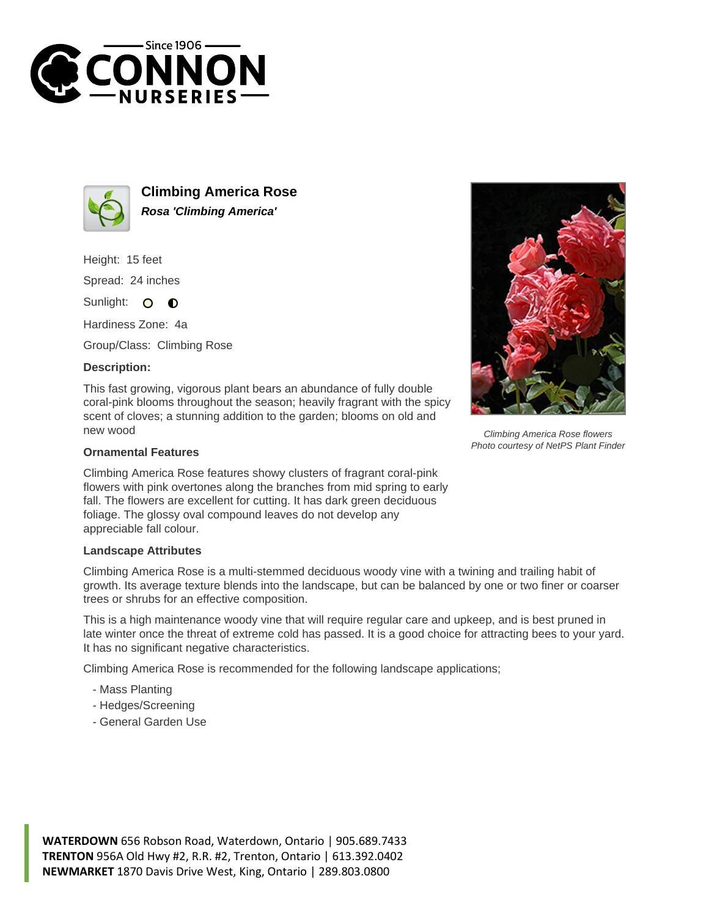# Climbing America Rose

***Rosa 'Climbing America'***

Height: 15 feet

Spread: 24 inches

Sunlight: ○ ◐

Hardiness Zone: 4a

Group/Class: Climbing Rose

### Description:

This fast growing, vigorous plant bears an abundance of fully double coral-pink blooms throughout the season; heavily fragrant with the spicy scent of cloves; a stunning addition to the garden; blooms on old and new wood

*Climbing America Rose flowers*
*Photo courtesy of NetPS Plant Finder*

### Ornamental Features

Climbing America Rose features showy clusters of fragrant coral-pink flowers with pink overtones along the branches from mid spring to early fall. The flowers are excellent for cutting. It has dark green deciduous foliage. The glossy oval compound leaves do not develop any appreciable fall colour.

### Landscape Attributes

Climbing America Rose is a multi-stemmed deciduous woody vine with a twining and trailing habit of growth. Its average texture blends into the landscape, but can be balanced by one or two finer or coarser trees or shrubs for an effective composition.

This is a high maintenance woody vine that will require regular care and upkeep, and is best pruned in late winter once the threat of extreme cold has passed. It is a good choice for attracting bees to your yard. It has no significant negative characteristics.

Climbing America Rose is recommended for the following landscape applications;

- Mass Planting
- Hedges/Screening
- General Garden Use

**WATERDOWN** 656 Robson Road, Waterdown, Ontario | 905.689.7433
**TRENTON** 956A Old Hwy #2, R.R. #2, Trenton, Ontario | 613.392.0402
**NEWMARKET** 1870 Davis Drive West, King, Ontario | 289.803.0800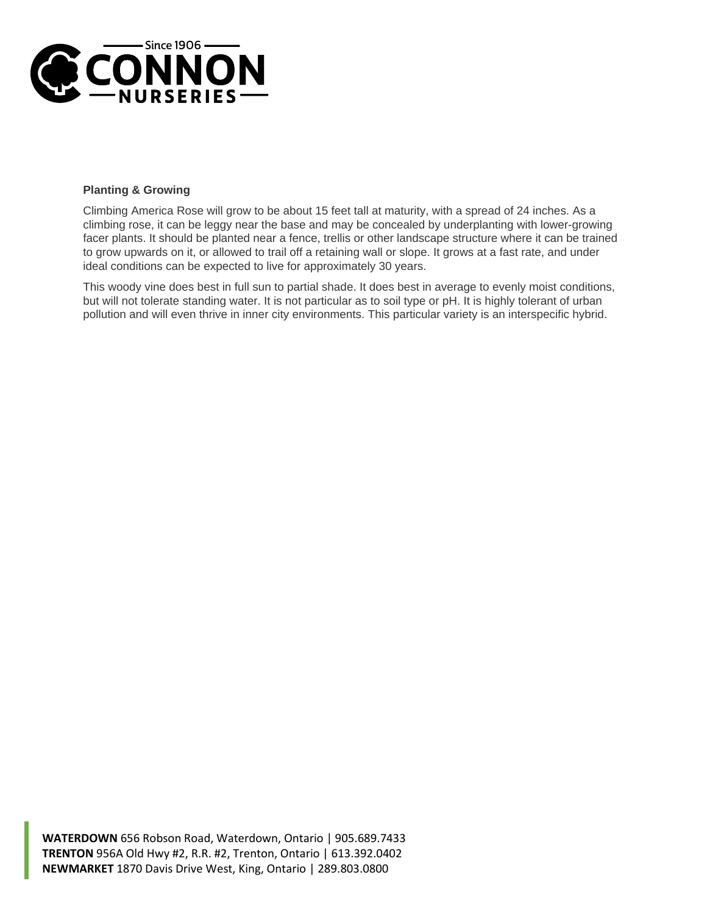**Planting & Growing**

Climbing America Rose will grow to be about 15 feet tall at maturity, with a spread of 24 inches. As a climbing rose, it can be leggy near the base and may be concealed by underplanting with lower-growing facer plants. It should be planted near a fence, trellis or other landscape structure where it can be trained to grow upwards on it, or allowed to trail off a retaining wall or slope. It grows at a fast rate, and under ideal conditions can be expected to live for approximately 30 years.

This woody vine does best in full sun to partial shade. It does best in average to evenly moist conditions, but will not tolerate standing water. It is not particular as to soil type or pH. It is highly tolerant of urban pollution and will even thrive in inner city environments. This particular variety is an interspecific hybrid.